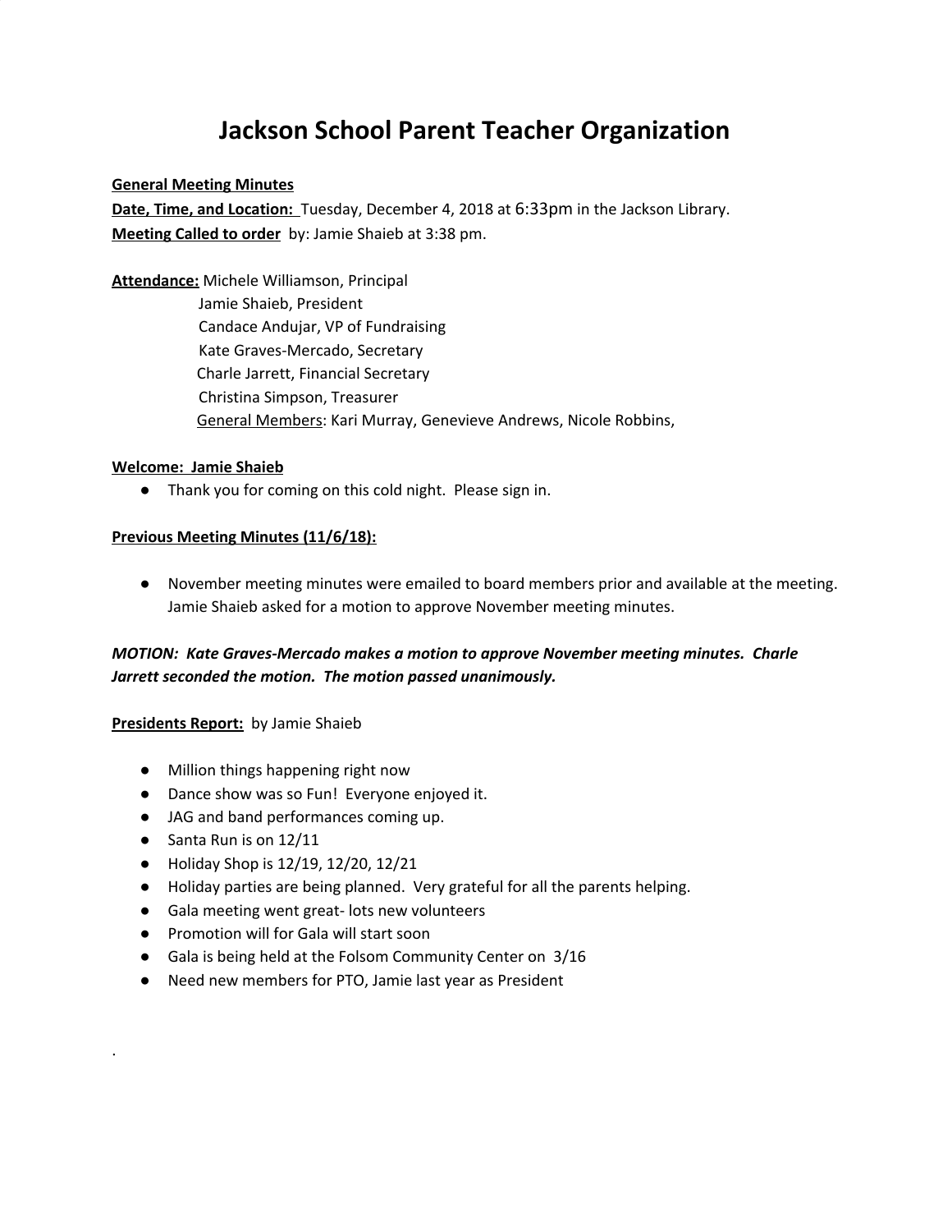# Jackson School Parent Teacher Organization

**General Meeting Minutes**
**Date, Time, and Location:** Tuesday, December 4, 2018 at 6:33pm in the Jackson Library.
**Meeting Called to order** by: Jamie Shaieb at 3:38 pm.

**Attendance:** Michele Williamson, Principal
Jamie Shaieb, President
Candace Andujar, VP of Fundraising
Kate Graves-Mercado, Secretary
Charle Jarrett, Financial Secretary
Christina Simpson, Treasurer
General Members: Kari Murray, Genevieve Andrews, Nicole Robbins,

**Welcome: Jamie Shaieb**

- Thank you for coming on this cold night. Please sign in.

**Previous Meeting Minutes (11/6/18):**

- November meeting minutes were emailed to board members prior and available at the meeting. Jamie Shaieb asked for a motion to approve November meeting minutes.

***MOTION: Kate Graves-Mercado makes a motion to approve November meeting minutes. Charle Jarrett seconded the motion. The motion passed unanimously.***

**Presidents Report:** by Jamie Shaieb

- Million things happening right now
- Dance show was so Fun! Everyone enjoyed it.
- JAG and band performances coming up.
- Santa Run is on 12/11
- Holiday Shop is 12/19, 12/20, 12/21
- Holiday parties are being planned. Very grateful for all the parents helping.
- Gala meeting went great- lots new volunteers
- Promotion will for Gala will start soon
- Gala is being held at the Folsom Community Center on 3/16
- Need new members for PTO, Jamie last year as President

.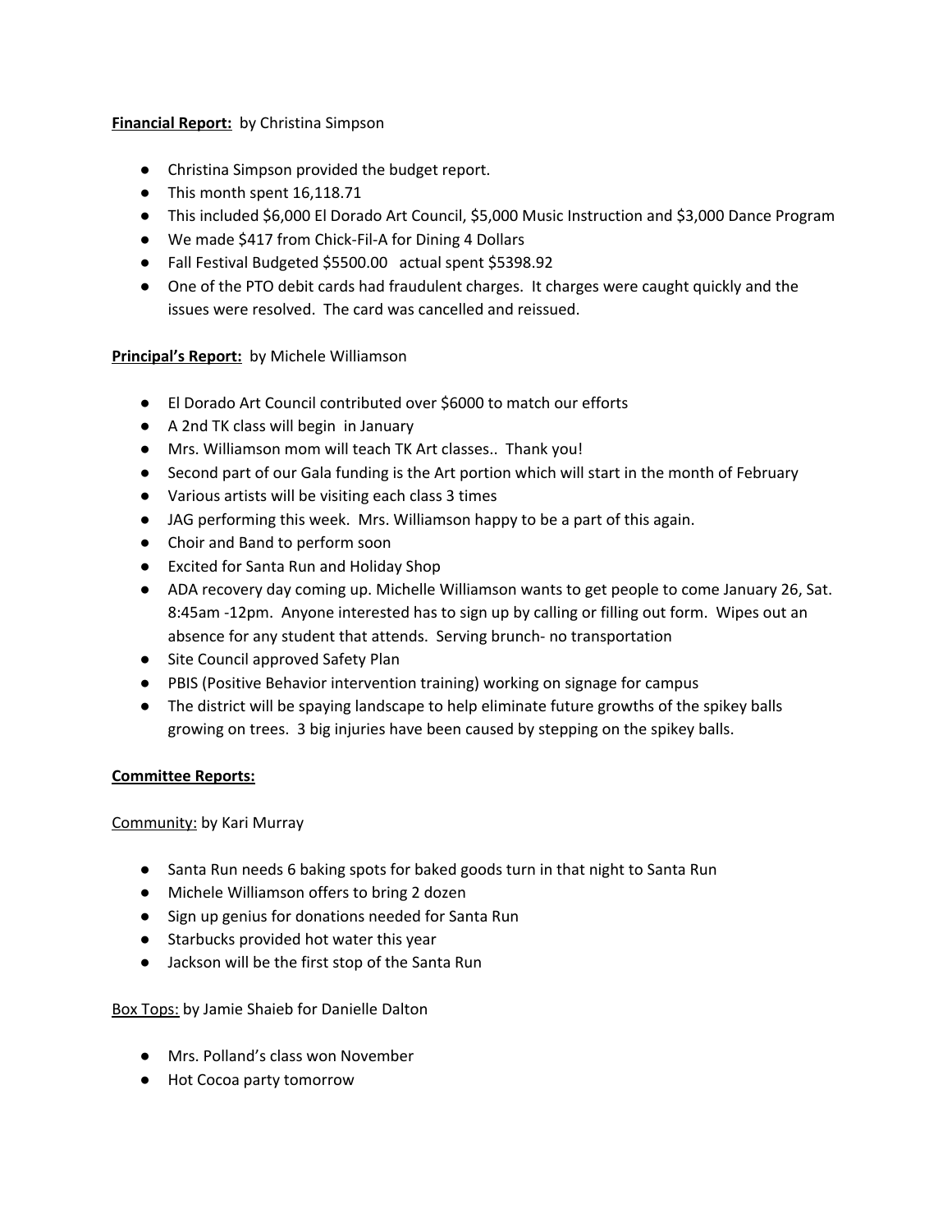**Financial Report:** by Christina Simpson

- Christina Simpson provided the budget report.
- This month spent 16,118.71
- This included $6,000 El Dorado Art Council, $5,000 Music Instruction and $3,000 Dance Program
- We made $417 from Chick-Fil-A for Dining 4 Dollars
- Fall Festival Budgeted $5500.00 actual spent $5398.92
- One of the PTO debit cards had fraudulent charges. It charges were caught quickly and the issues were resolved. The card was cancelled and reissued.

**Principal's Report:** by Michele Williamson

- El Dorado Art Council contributed over $6000 to match our efforts
- A 2nd TK class will begin in January
- Mrs. Williamson mom will teach TK Art classes.. Thank you!
- Second part of our Gala funding is the Art portion which will start in the month of February
- Various artists will be visiting each class 3 times
- JAG performing this week. Mrs. Williamson happy to be a part of this again.
- Choir and Band to perform soon
- Excited for Santa Run and Holiday Shop
- ADA recovery day coming up. Michelle Williamson wants to get people to come January 26, Sat. 8:45am -12pm. Anyone interested has to sign up by calling or filling out form. Wipes out an absence for any student that attends. Serving brunch- no transportation
- Site Council approved Safety Plan
- PBIS (Positive Behavior intervention training) working on signage for campus
- The district will be spaying landscape to help eliminate future growths of the spikey balls growing on trees. 3 big injuries have been caused by stepping on the spikey balls.

**Committee Reports:**

Community: by Kari Murray

- Santa Run needs 6 baking spots for baked goods turn in that night to Santa Run
- Michele Williamson offers to bring 2 dozen
- Sign up genius for donations needed for Santa Run
- Starbucks provided hot water this year
- Jackson will be the first stop of the Santa Run

Box Tops: by Jamie Shaieb for Danielle Dalton

- Mrs. Polland's class won November
- Hot Cocoa party tomorrow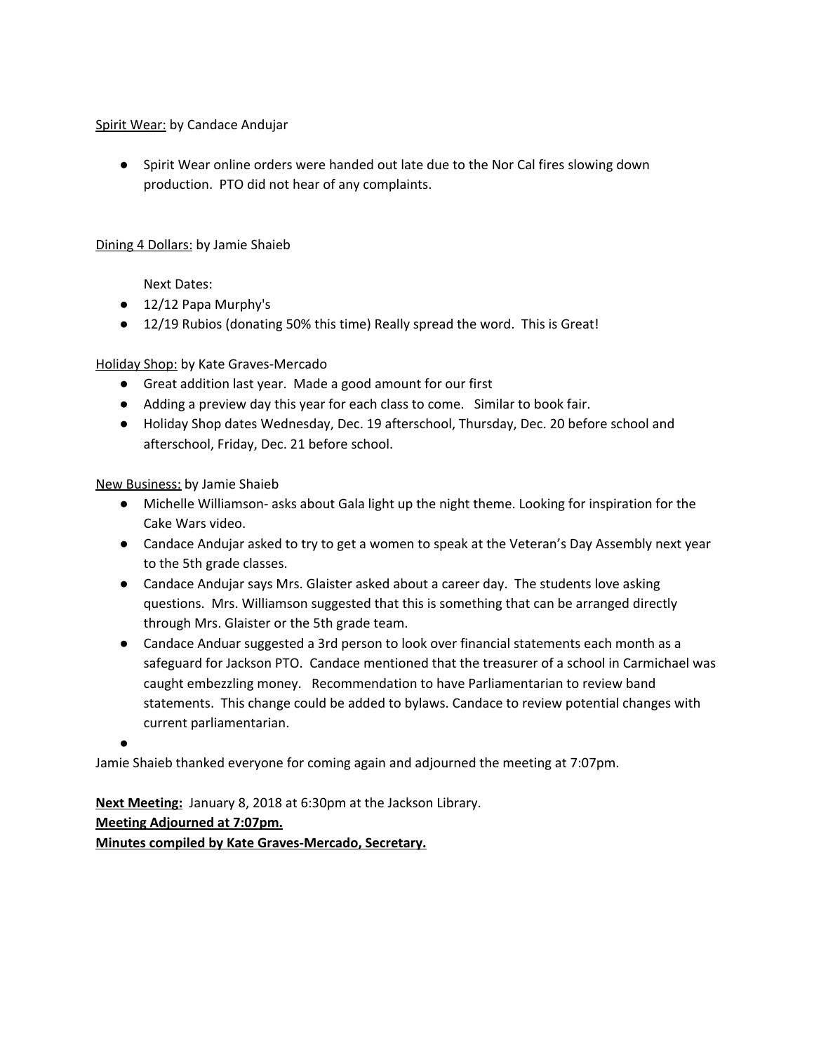Spirit Wear: by Candace Andujar

- Spirit Wear online orders were handed out late due to the Nor Cal fires slowing down production. PTO did not hear of any complaints.

Dining 4 Dollars: by Jamie Shaieb

Next Dates:

- 12/12 Papa Murphy's
- 12/19 Rubios (donating 50% this time) Really spread the word. This is Great!

Holiday Shop: by Kate Graves-Mercado

- Great addition last year. Made a good amount for our first
- Adding a preview day this year for each class to come. Similar to book fair.
- Holiday Shop dates Wednesday, Dec. 19 afterschool, Thursday, Dec. 20 before school and afterschool, Friday, Dec. 21 before school.

New Business: by Jamie Shaieb

- Michelle Williamson- asks about Gala light up the night theme. Looking for inspiration for the Cake Wars video.
- Candace Andujar asked to try to get a women to speak at the Veteran's Day Assembly next year to the 5th grade classes.
- Candace Andujar says Mrs. Glaister asked about a career day. The students love asking questions. Mrs. Williamson suggested that this is something that can be arranged directly through Mrs. Glaister or the 5th grade team.
- Candace Anduar suggested a 3rd person to look over financial statements each month as a safeguard for Jackson PTO. Candace mentioned that the treasurer of a school in Carmichael was caught embezzling money. Recommendation to have Parliamentarian to review band statements. This change could be added to bylaws. Candace to review potential changes with current parliamentarian.

Jamie Shaieb thanked everyone for coming again and adjourned the meeting at 7:07pm.

**Next Meeting:** January 8, 2018 at 6:30pm at the Jackson Library.
**Meeting Adjourned at 7:07pm.**
**Minutes compiled by Kate Graves-Mercado, Secretary.**